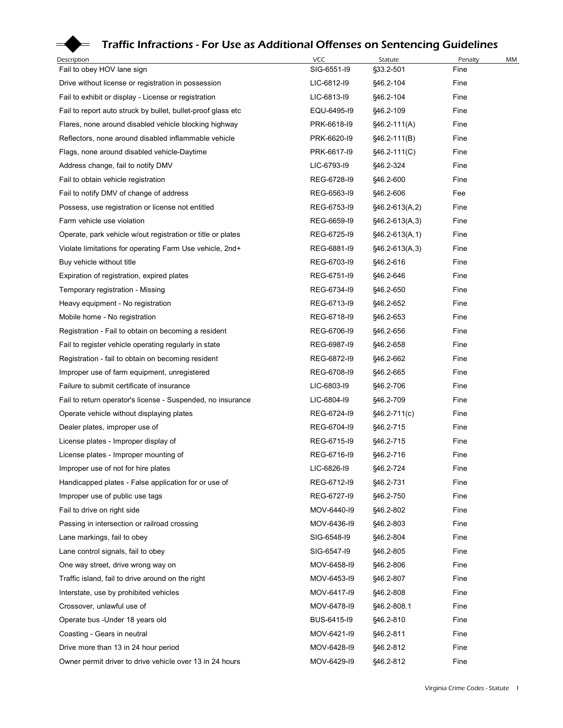# Traffic Infractions - For Use as Additional Offenses on Sentencing Guidelines

| Description | VCC | Statute | Penalty | MM |
|---|---|---|---|---|
| Fail to obey HOV lane sign | SIG-6551-I9 | §33.2-501 | Fine | |
| Drive without license or registration in possession | LIC-6812-I9 | §46.2-104 | Fine | |
| Fail to exhibit or display - License or registration | LIC-6813-I9 | §46.2-104 | Fine | |
| Fail to report auto struck by bullet, bullet-proof glass etc | EQU-6495-I9 | §46.2-109 | Fine | |
| Flares, none around disabled vehicle blocking highway | PRK-6618-I9 | §46.2-111(A) | Fine | |
| Reflectors, none around disabled inflammable vehicle | PRK-6620-I9 | §46.2-111(B) | Fine | |
| Flags, none around disabled vehicle-Daytime | PRK-6617-I9 | §46.2-111(C) | Fine | |
| Address change, fail to notify DMV | LIC-6793-I9 | §46.2-324 | Fine | |
| Fail to obtain vehicle registration | REG-6728-I9 | §46.2-600 | Fine | |
| Fail to notify DMV of change of address | REG-6563-I9 | §46.2-606 | Fee | |
| Possess, use registration or license not entitled | REG-6753-I9 | §46.2-613(A,2) | Fine | |
| Farm vehicle use violation | REG-6659-I9 | §46.2-613(A,3) | Fine | |
| Operate, park vehicle w/out registration or title or plates | REG-6725-I9 | §46.2-613(A,1) | Fine | |
| Violate limitations for operating Farm Use vehicle, 2nd+ | REG-6881-I9 | §46.2-613(A,3) | Fine | |
| Buy vehicle without title | REG-6703-I9 | §46.2-616 | Fine | |
| Expiration of registration, expired plates | REG-6751-I9 | §46.2-646 | Fine | |
| Temporary registration - Missing | REG-6734-I9 | §46.2-650 | Fine | |
| Heavy equipment - No registration | REG-6713-I9 | §46.2-652 | Fine | |
| Mobile home - No registration | REG-6718-I9 | §46.2-653 | Fine | |
| Registration - Fail to obtain on becoming a resident | REG-6706-I9 | §46.2-656 | Fine | |
| Fail to register vehicle operating regularly in state | REG-6987-I9 | §46.2-658 | Fine | |
| Registration - fail to obtain on becoming resident | REG-6872-I9 | §46.2-662 | Fine | |
| Improper use of farm equipment, unregistered | REG-6708-I9 | §46.2-665 | Fine | |
| Failure to submit certificate of insurance | LIC-6803-I9 | §46.2-706 | Fine | |
| Fail to return operator's license - Suspended, no insurance | LIC-6804-I9 | §46.2-709 | Fine | |
| Operate vehicle without displaying plates | REG-6724-I9 | §46.2-711(c) | Fine | |
| Dealer plates, improper use of | REG-6704-I9 | §46.2-715 | Fine | |
| License plates - Improper display of | REG-6715-I9 | §46.2-715 | Fine | |
| License plates - Improper mounting of | REG-6716-I9 | §46.2-716 | Fine | |
| Improper use of not for hire plates | LIC-6826-I9 | §46.2-724 | Fine | |
| Handicapped plates - False application for or use of | REG-6712-I9 | §46.2-731 | Fine | |
| Improper use of public use tags | REG-6727-I9 | §46.2-750 | Fine | |
| Fail to drive on right side | MOV-6440-I9 | §46.2-802 | Fine | |
| Passing in intersection or railroad crossing | MOV-6436-I9 | §46.2-803 | Fine | |
| Lane markings, fail to obey | SIG-6548-I9 | §46.2-804 | Fine | |
| Lane control signals, fail to obey | SIG-6547-I9 | §46.2-805 | Fine | |
| One way street, drive wrong way on | MOV-6458-I9 | §46.2-806 | Fine | |
| Traffic island, fail to drive around on the right | MOV-6453-I9 | §46.2-807 | Fine | |
| Interstate, use by prohibited vehicles | MOV-6417-I9 | §46.2-808 | Fine | |
| Crossover, unlawful use of | MOV-6478-I9 | §46.2-808.1 | Fine | |
| Operate bus -Under 18 years old | BUS-6415-I9 | §46.2-810 | Fine | |
| Coasting - Gears in neutral | MOV-6421-I9 | §46.2-811 | Fine | |
| Drive more than 13 in 24 hour period | MOV-6428-I9 | §46.2-812 | Fine | |
| Owner permit driver to drive vehicle over 13 in 24 hours | MOV-6429-I9 | §46.2-812 | Fine | |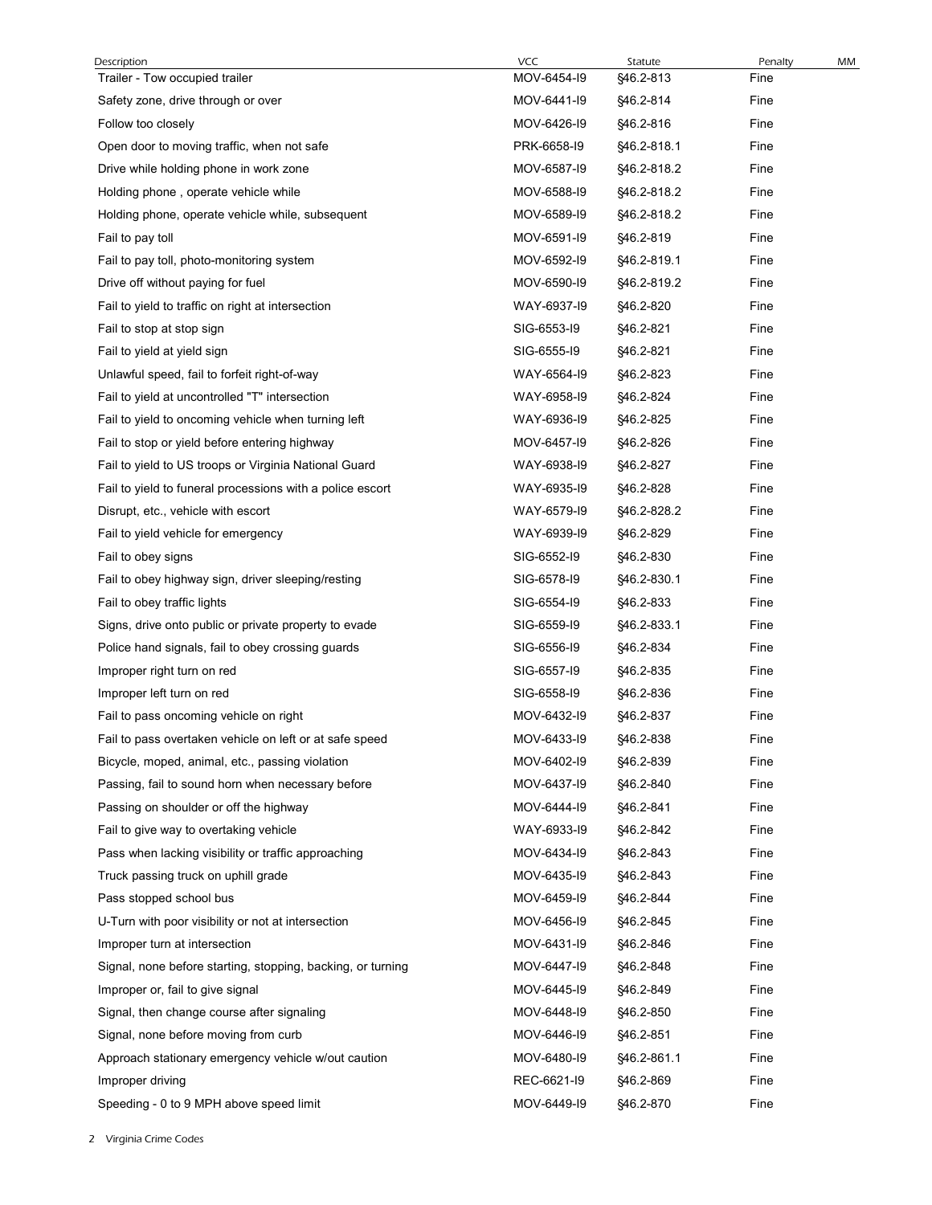| Description | VCC | Statute | Penalty | MM |
|---|---|---|---|---|
| Trailer - Tow occupied trailer | MOV-6454-I9 | §46.2-813 | Fine | |
| Safety zone, drive through or over | MOV-6441-I9 | §46.2-814 | Fine | |
| Follow too closely | MOV-6426-I9 | §46.2-816 | Fine | |
| Open door to moving traffic, when not safe | PRK-6658-I9 | §46.2-818.1 | Fine | |
| Drive while holding phone in work zone | MOV-6587-I9 | §46.2-818.2 | Fine | |
| Holding phone , operate vehicle while | MOV-6588-I9 | §46.2-818.2 | Fine | |
| Holding phone, operate vehicle while, subsequent | MOV-6589-I9 | §46.2-818.2 | Fine | |
| Fail to pay toll | MOV-6591-I9 | §46.2-819 | Fine | |
| Fail to pay toll, photo-monitoring system | MOV-6592-I9 | §46.2-819.1 | Fine | |
| Drive off without paying for fuel | MOV-6590-I9 | §46.2-819.2 | Fine | |
| Fail to yield to traffic on right at intersection | WAY-6937-I9 | §46.2-820 | Fine | |
| Fail to stop at stop sign | SIG-6553-I9 | §46.2-821 | Fine | |
| Fail to yield at yield sign | SIG-6555-I9 | §46.2-821 | Fine | |
| Unlawful speed, fail to forfeit right-of-way | WAY-6564-I9 | §46.2-823 | Fine | |
| Fail to yield at uncontrolled "T" intersection | WAY-6958-I9 | §46.2-824 | Fine | |
| Fail to yield to oncoming vehicle when turning left | WAY-6936-I9 | §46.2-825 | Fine | |
| Fail to stop or yield before entering highway | MOV-6457-I9 | §46.2-826 | Fine | |
| Fail to yield to US troops or Virginia National Guard | WAY-6938-I9 | §46.2-827 | Fine | |
| Fail to yield to funeral processions with a police escort | WAY-6935-I9 | §46.2-828 | Fine | |
| Disrupt, etc., vehicle with escort | WAY-6579-I9 | §46.2-828.2 | Fine | |
| Fail to yield vehicle for emergency | WAY-6939-I9 | §46.2-829 | Fine | |
| Fail to obey signs | SIG-6552-I9 | §46.2-830 | Fine | |
| Fail to obey highway sign, driver sleeping/resting | SIG-6578-I9 | §46.2-830.1 | Fine | |
| Fail to obey traffic lights | SIG-6554-I9 | §46.2-833 | Fine | |
| Signs, drive onto public or private property to evade | SIG-6559-I9 | §46.2-833.1 | Fine | |
| Police hand signals, fail to obey crossing guards | SIG-6556-I9 | §46.2-834 | Fine | |
| Improper right turn on red | SIG-6557-I9 | §46.2-835 | Fine | |
| Improper left turn on red | SIG-6558-I9 | §46.2-836 | Fine | |
| Fail to pass oncoming vehicle on right | MOV-6432-I9 | §46.2-837 | Fine | |
| Fail to pass overtaken vehicle on left or at safe speed | MOV-6433-I9 | §46.2-838 | Fine | |
| Bicycle, moped, animal, etc., passing violation | MOV-6402-I9 | §46.2-839 | Fine | |
| Passing, fail to sound horn when necessary before | MOV-6437-I9 | §46.2-840 | Fine | |
| Passing on shoulder or off the highway | MOV-6444-I9 | §46.2-841 | Fine | |
| Fail to give way to overtaking vehicle | WAY-6933-I9 | §46.2-842 | Fine | |
| Pass when lacking visibility or traffic approaching | MOV-6434-I9 | §46.2-843 | Fine | |
| Truck passing truck on uphill grade | MOV-6435-I9 | §46.2-843 | Fine | |
| Pass stopped school bus | MOV-6459-I9 | §46.2-844 | Fine | |
| U-Turn with poor visibility or not at intersection | MOV-6456-I9 | §46.2-845 | Fine | |
| Improper turn at intersection | MOV-6431-I9 | §46.2-846 | Fine | |
| Signal, none before starting, stopping, backing, or turning | MOV-6447-I9 | §46.2-848 | Fine | |
| Improper or, fail to give signal | MOV-6445-I9 | §46.2-849 | Fine | |
| Signal, then change course after signaling | MOV-6448-I9 | §46.2-850 | Fine | |
| Signal, none before moving from curb | MOV-6446-I9 | §46.2-851 | Fine | |
| Approach stationary emergency vehicle w/out caution | MOV-6480-I9 | §46.2-861.1 | Fine | |
| Improper driving | REC-6621-I9 | §46.2-869 | Fine | |
| Speeding - 0 to 9 MPH above speed limit | MOV-6449-I9 | §46.2-870 | Fine | |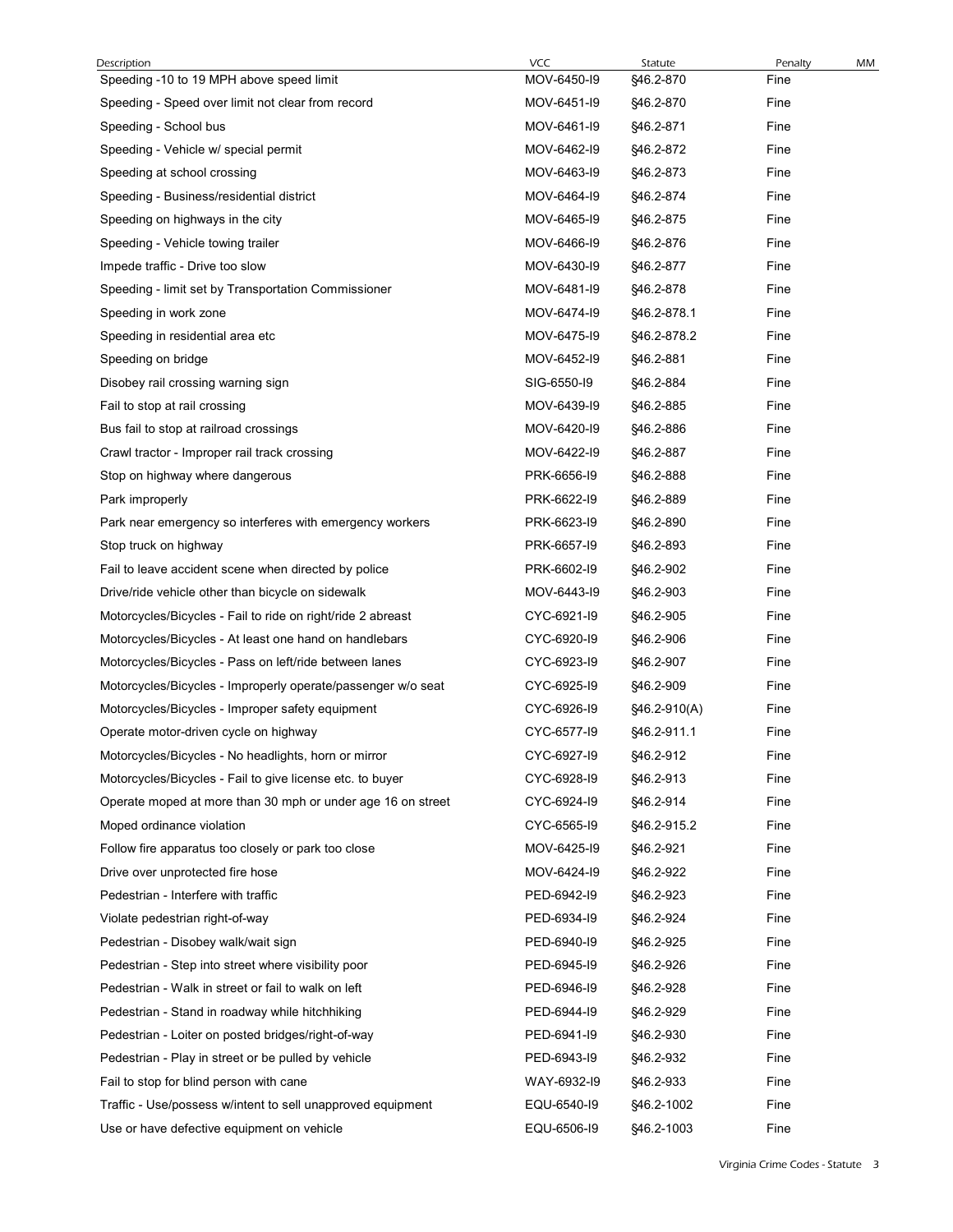| Description | VCC | Statute | Penalty | MM |
|---|---|---|---|---|
| Speeding -10 to 19 MPH above speed limit | MOV-6450-I9 | §46.2-870 | Fine | |
| Speeding - Speed over limit not clear from record | MOV-6451-I9 | §46.2-870 | Fine | |
| Speeding - School bus | MOV-6461-I9 | §46.2-871 | Fine | |
| Speeding - Vehicle w/ special permit | MOV-6462-I9 | §46.2-872 | Fine | |
| Speeding at school crossing | MOV-6463-I9 | §46.2-873 | Fine | |
| Speeding - Business/residential district | MOV-6464-I9 | §46.2-874 | Fine | |
| Speeding on highways in the city | MOV-6465-I9 | §46.2-875 | Fine | |
| Speeding - Vehicle towing trailer | MOV-6466-I9 | §46.2-876 | Fine | |
| Impede traffic - Drive too slow | MOV-6430-I9 | §46.2-877 | Fine | |
| Speeding - limit set by Transportation Commissioner | MOV-6481-I9 | §46.2-878 | Fine | |
| Speeding in work zone | MOV-6474-I9 | §46.2-878.1 | Fine | |
| Speeding in residential area etc | MOV-6475-I9 | §46.2-878.2 | Fine | |
| Speeding on bridge | MOV-6452-I9 | §46.2-881 | Fine | |
| Disobey rail crossing warning sign | SIG-6550-I9 | §46.2-884 | Fine | |
| Fail to stop at rail crossing | MOV-6439-I9 | §46.2-885 | Fine | |
| Bus fail to stop at railroad crossings | MOV-6420-I9 | §46.2-886 | Fine | |
| Crawl tractor - Improper rail track crossing | MOV-6422-I9 | §46.2-887 | Fine | |
| Stop on highway where dangerous | PRK-6656-I9 | §46.2-888 | Fine | |
| Park improperly | PRK-6622-I9 | §46.2-889 | Fine | |
| Park near emergency so interferes with emergency workers | PRK-6623-I9 | §46.2-890 | Fine | |
| Stop truck on highway | PRK-6657-I9 | §46.2-893 | Fine | |
| Fail to leave accident scene when directed by police | PRK-6602-I9 | §46.2-902 | Fine | |
| Drive/ride vehicle other than bicycle on sidewalk | MOV-6443-I9 | §46.2-903 | Fine | |
| Motorcycles/Bicycles - Fail to ride on right/ride 2 abreast | CYC-6921-I9 | §46.2-905 | Fine | |
| Motorcycles/Bicycles - At least one hand on handlebars | CYC-6920-I9 | §46.2-906 | Fine | |
| Motorcycles/Bicycles - Pass on left/ride between lanes | CYC-6923-I9 | §46.2-907 | Fine | |
| Motorcycles/Bicycles - Improperly operate/passenger w/o seat | CYC-6925-I9 | §46.2-909 | Fine | |
| Motorcycles/Bicycles - Improper safety equipment | CYC-6926-I9 | §46.2-910(A) | Fine | |
| Operate motor-driven cycle on highway | CYC-6577-I9 | §46.2-911.1 | Fine | |
| Motorcycles/Bicycles - No headlights, horn or mirror | CYC-6927-I9 | §46.2-912 | Fine | |
| Motorcycles/Bicycles - Fail to give license etc. to buyer | CYC-6928-I9 | §46.2-913 | Fine | |
| Operate moped at more than 30 mph or under age 16 on street | CYC-6924-I9 | §46.2-914 | Fine | |
| Moped ordinance violation | CYC-6565-I9 | §46.2-915.2 | Fine | |
| Follow fire apparatus too closely or park too close | MOV-6425-I9 | §46.2-921 | Fine | |
| Drive over unprotected fire hose | MOV-6424-I9 | §46.2-922 | Fine | |
| Pedestrian - Interfere with traffic | PED-6942-I9 | §46.2-923 | Fine | |
| Violate pedestrian right-of-way | PED-6934-I9 | §46.2-924 | Fine | |
| Pedestrian - Disobey walk/wait sign | PED-6940-I9 | §46.2-925 | Fine | |
| Pedestrian - Step into street where visibility poor | PED-6945-I9 | §46.2-926 | Fine | |
| Pedestrian - Walk in street or fail to walk on left | PED-6946-I9 | §46.2-928 | Fine | |
| Pedestrian - Stand in roadway while hitchhiking | PED-6944-I9 | §46.2-929 | Fine | |
| Pedestrian - Loiter on posted bridges/right-of-way | PED-6941-I9 | §46.2-930 | Fine | |
| Pedestrian - Play in street or be pulled by vehicle | PED-6943-I9 | §46.2-932 | Fine | |
| Fail to stop for blind person with cane | WAY-6932-I9 | §46.2-933 | Fine | |
| Traffic - Use/possess w/intent to sell unapproved equipment | EQU-6540-I9 | §46.2-1002 | Fine | |
| Use or have defective equipment on vehicle | EQU-6506-I9 | §46.2-1003 | Fine | |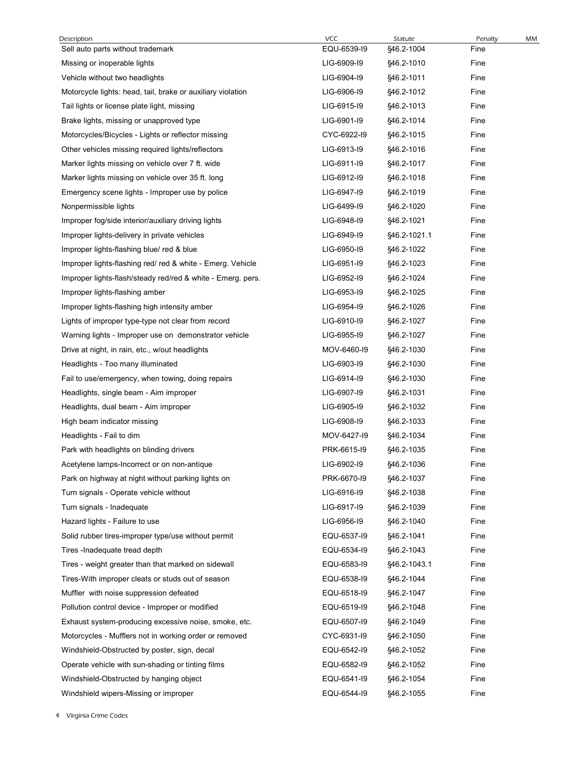| Description | VCC | Statute | Penalty | MM |
|---|---|---|---|---|
| Sell auto parts without trademark | EQU-6539-I9 | §46.2-1004 | Fine | |
| Missing or inoperable lights | LIG-6909-I9 | §46.2-1010 | Fine | |
| Vehicle without two headlights | LIG-6904-I9 | §46.2-1011 | Fine | |
| Motorcycle lights: head, tail, brake or auxiliary violation | LIG-6906-I9 | §46.2-1012 | Fine | |
| Tail lights or license plate light, missing | LIG-6915-I9 | §46.2-1013 | Fine | |
| Brake lights, missing or unapproved type | LIG-6901-I9 | §46.2-1014 | Fine | |
| Motorcycles/Bicycles - Lights or reflector missing | CYC-6922-I9 | §46.2-1015 | Fine | |
| Other vehicles missing required lights/reflectors | LIG-6913-I9 | §46.2-1016 | Fine | |
| Marker lights missing on vehicle over 7 ft. wide | LIG-6911-I9 | §46.2-1017 | Fine | |
| Marker lights missing on vehicle over 35 ft. long | LIG-6912-I9 | §46.2-1018 | Fine | |
| Emergency scene lights - Improper use by police | LIG-6947-I9 | §46.2-1019 | Fine | |
| Nonpermissible lights | LIG-6499-I9 | §46.2-1020 | Fine | |
| Improper fog/side interior/auxiliary driving lights | LIG-6948-I9 | §46.2-1021 | Fine | |
| Improper lights-delivery in private vehicles | LIG-6949-I9 | §46.2-1021.1 | Fine | |
| Improper lights-flashing blue/ red & blue | LIG-6950-I9 | §46.2-1022 | Fine | |
| Improper lights-flashing red/ red & white - Emerg. Vehicle | LIG-6951-I9 | §46.2-1023 | Fine | |
| Improper lights-flash/steady red/red & white - Emerg. pers. | LIG-6952-I9 | §46.2-1024 | Fine | |
| Improper lights-flashing amber | LIG-6953-I9 | §46.2-1025 | Fine | |
| Improper lights-flashing high intensity amber | LIG-6954-I9 | §46.2-1026 | Fine | |
| Lights of improper type-type not clear from record | LIG-6910-I9 | §46.2-1027 | Fine | |
| Warning lights - Improper use on demonstrator vehicle | LIG-6955-I9 | §46.2-1027 | Fine | |
| Drive at night, in rain, etc., w/out headlights | MOV-6460-I9 | §46.2-1030 | Fine | |
| Headlights - Too many illuminated | LIG-6903-I9 | §46.2-1030 | Fine | |
| Fail to use/emergency, when towing, doing repairs | LIG-6914-I9 | §46.2-1030 | Fine | |
| Headlights, single beam - Aim improper | LIG-6907-I9 | §46.2-1031 | Fine | |
| Headlights, dual beam - Aim improper | LIG-6905-I9 | §46.2-1032 | Fine | |
| High beam indicator missing | LIG-6908-I9 | §46.2-1033 | Fine | |
| Headlights - Fail to dim | MOV-6427-I9 | §46.2-1034 | Fine | |
| Park with headlights on blinding drivers | PRK-6615-I9 | §46.2-1035 | Fine | |
| Acetylene lamps-Incorrect or on non-antique | LIG-6902-I9 | §46.2-1036 | Fine | |
| Park on highway at night without parking lights on | PRK-6670-I9 | §46.2-1037 | Fine | |
| Turn signals - Operate vehicle without | LIG-6916-I9 | §46.2-1038 | Fine | |
| Turn signals - Inadequate | LIG-6917-I9 | §46.2-1039 | Fine | |
| Hazard lights - Failure to use | LIG-6956-I9 | §46.2-1040 | Fine | |
| Solid rubber tires-improper type/use without permit | EQU-6537-I9 | §46.2-1041 | Fine | |
| Tires -Inadequate tread depth | EQU-6534-I9 | §46.2-1043 | Fine | |
| Tires - weight greater than that marked on sidewall | EQU-6583-I9 | §46.2-1043.1 | Fine | |
| Tires-With improper cleats or studs out of season | EQU-6538-I9 | §46.2-1044 | Fine | |
| Muffler with noise suppression defeated | EQU-6518-I9 | §46.2-1047 | Fine | |
| Pollution control device - Improper or modified | EQU-6519-I9 | §46.2-1048 | Fine | |
| Exhaust system-producing excessive noise, smoke, etc. | EQU-6507-I9 | §46.2-1049 | Fine | |
| Motorcycles - Mufflers not in working order or removed | CYC-6931-I9 | §46.2-1050 | Fine | |
| Windshield-Obstructed by poster, sign, decal | EQU-6542-I9 | §46.2-1052 | Fine | |
| Operate vehicle with sun-shading or tinting films | EQU-6582-I9 | §46.2-1052 | Fine | |
| Windshield-Obstructed by hanging object | EQU-6541-I9 | §46.2-1054 | Fine | |
| Windshield wipers-Missing or improper | EQU-6544-I9 | §46.2-1055 | Fine | |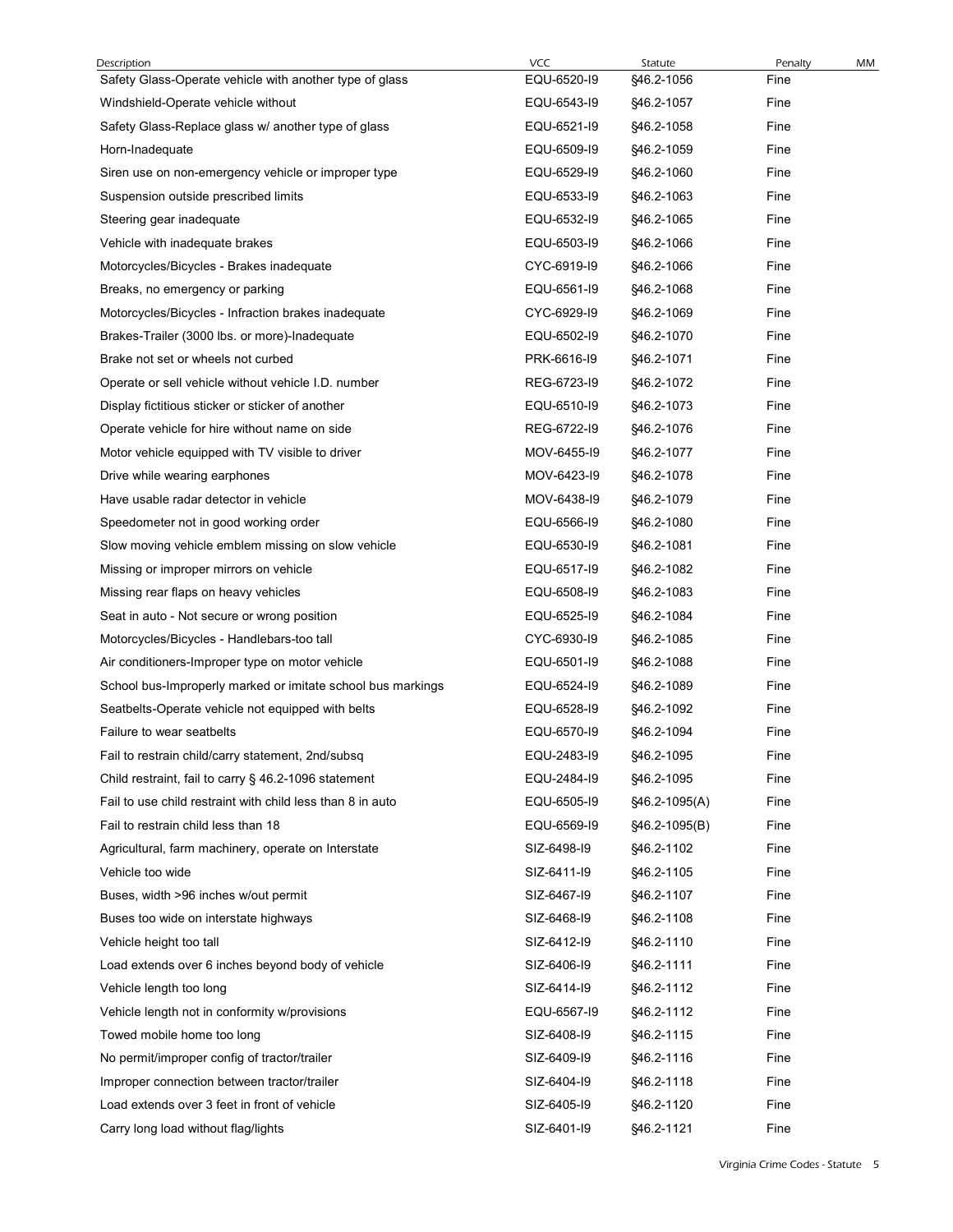| Description | VCC | Statute | Penalty | MM |
|---|---|---|---|---|
| Safety Glass-Operate vehicle with another type of glass | EQU-6520-I9 | §46.2-1056 | Fine | |
| Windshield-Operate vehicle without | EQU-6543-I9 | §46.2-1057 | Fine | |
| Safety Glass-Replace glass w/ another type of glass | EQU-6521-I9 | §46.2-1058 | Fine | |
| Horn-Inadequate | EQU-6509-I9 | §46.2-1059 | Fine | |
| Siren use on non-emergency vehicle or improper type | EQU-6529-I9 | §46.2-1060 | Fine | |
| Suspension outside prescribed limits | EQU-6533-I9 | §46.2-1063 | Fine | |
| Steering gear inadequate | EQU-6532-I9 | §46.2-1065 | Fine | |
| Vehicle with inadequate brakes | EQU-6503-I9 | §46.2-1066 | Fine | |
| Motorcycles/Bicycles - Brakes inadequate | CYC-6919-I9 | §46.2-1066 | Fine | |
| Breaks, no emergency or parking | EQU-6561-I9 | §46.2-1068 | Fine | |
| Motorcycles/Bicycles - Infraction brakes inadequate | CYC-6929-I9 | §46.2-1069 | Fine | |
| Brakes-Trailer (3000 lbs. or more)-Inadequate | EQU-6502-I9 | §46.2-1070 | Fine | |
| Brake not set or wheels not curbed | PRK-6616-I9 | §46.2-1071 | Fine | |
| Operate or sell vehicle without vehicle I.D. number | REG-6723-I9 | §46.2-1072 | Fine | |
| Display fictitious sticker or sticker of another | EQU-6510-I9 | §46.2-1073 | Fine | |
| Operate vehicle for hire without name on side | REG-6722-I9 | §46.2-1076 | Fine | |
| Motor vehicle equipped with TV visible to driver | MOV-6455-I9 | §46.2-1077 | Fine | |
| Drive while wearing earphones | MOV-6423-I9 | §46.2-1078 | Fine | |
| Have usable radar detector in vehicle | MOV-6438-I9 | §46.2-1079 | Fine | |
| Speedometer not in good working order | EQU-6566-I9 | §46.2-1080 | Fine | |
| Slow moving vehicle emblem missing on slow vehicle | EQU-6530-I9 | §46.2-1081 | Fine | |
| Missing or improper mirrors on vehicle | EQU-6517-I9 | §46.2-1082 | Fine | |
| Missing rear flaps on heavy vehicles | EQU-6508-I9 | §46.2-1083 | Fine | |
| Seat in auto - Not secure or wrong position | EQU-6525-I9 | §46.2-1084 | Fine | |
| Motorcycles/Bicycles - Handlebars-too tall | CYC-6930-I9 | §46.2-1085 | Fine | |
| Air conditioners-Improper type on motor vehicle | EQU-6501-I9 | §46.2-1088 | Fine | |
| School bus-Improperly marked or imitate school bus markings | EQU-6524-I9 | §46.2-1089 | Fine | |
| Seatbelts-Operate vehicle not equipped with belts | EQU-6528-I9 | §46.2-1092 | Fine | |
| Failure to wear seatbelts | EQU-6570-I9 | §46.2-1094 | Fine | |
| Fail to restrain child/carry statement, 2nd/subsq | EQU-2483-I9 | §46.2-1095 | Fine | |
| Child restraint, fail to carry § 46.2-1096 statement | EQU-2484-I9 | §46.2-1095 | Fine | |
| Fail to use child restraint with child less than 8 in auto | EQU-6505-I9 | §46.2-1095(A) | Fine | |
| Fail to restrain child less than 18 | EQU-6569-I9 | §46.2-1095(B) | Fine | |
| Agricultural, farm machinery, operate on Interstate | SIZ-6498-I9 | §46.2-1102 | Fine | |
| Vehicle too wide | SIZ-6411-I9 | §46.2-1105 | Fine | |
| Buses, width >96 inches w/out permit | SIZ-6467-I9 | §46.2-1107 | Fine | |
| Buses too wide on interstate highways | SIZ-6468-I9 | §46.2-1108 | Fine | |
| Vehicle height too tall | SIZ-6412-I9 | §46.2-1110 | Fine | |
| Load extends over 6 inches beyond body of vehicle | SIZ-6406-I9 | §46.2-1111 | Fine | |
| Vehicle length too long | SIZ-6414-I9 | §46.2-1112 | Fine | |
| Vehicle length not in conformity w/provisions | EQU-6567-I9 | §46.2-1112 | Fine | |
| Towed mobile home too long | SIZ-6408-I9 | §46.2-1115 | Fine | |
| No permit/improper config of tractor/trailer | SIZ-6409-I9 | §46.2-1116 | Fine | |
| Improper connection between tractor/trailer | SIZ-6404-I9 | §46.2-1118 | Fine | |
| Load extends over 3 feet in front of vehicle | SIZ-6405-I9 | §46.2-1120 | Fine | |
| Carry long load without flag/lights | SIZ-6401-I9 | §46.2-1121 | Fine | |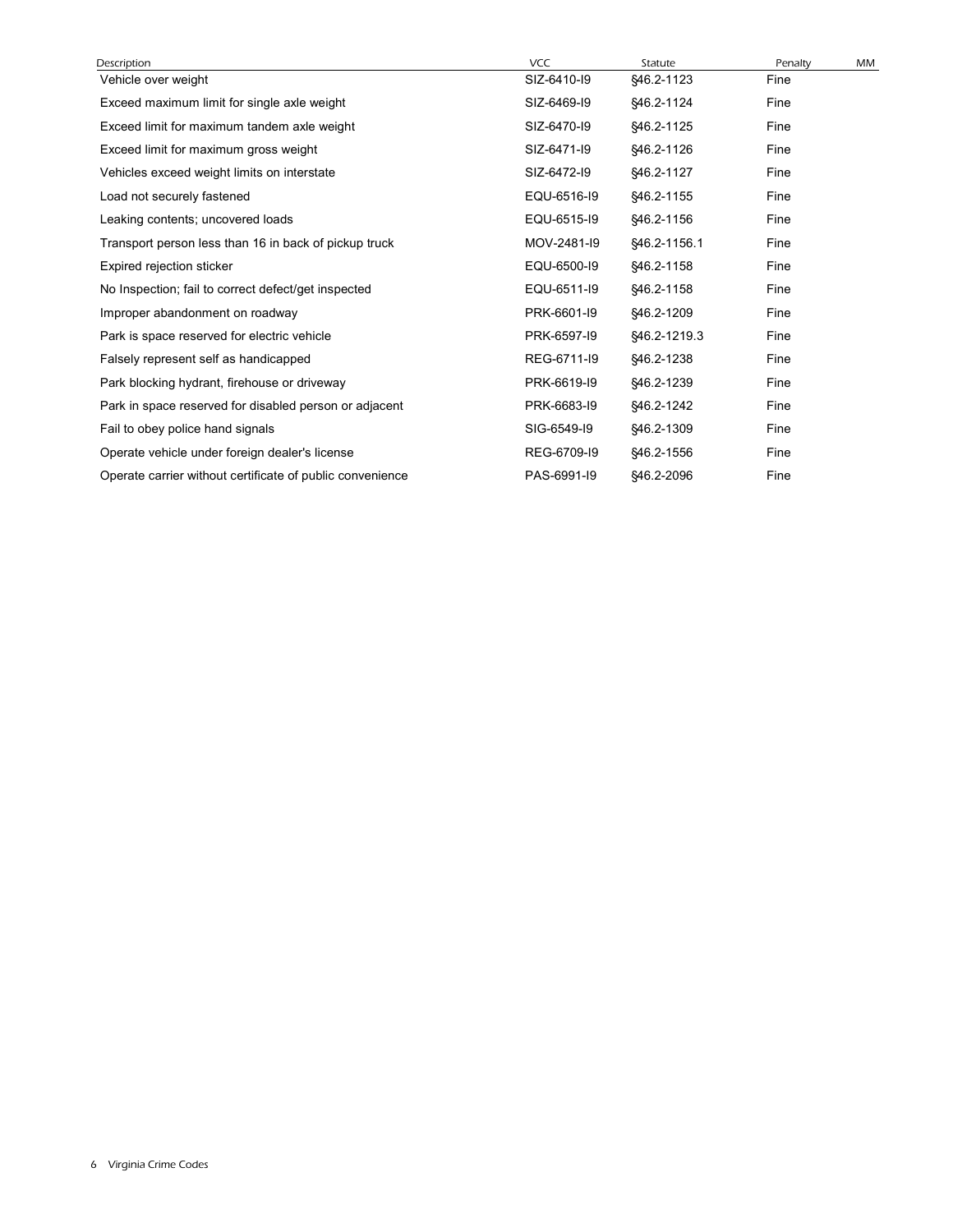| Description | VCC | Statute | Penalty | MM |
|---|---|---|---|---|
| Vehicle over weight | SIZ-6410-I9 | §46.2-1123 | Fine | |
| Exceed maximum limit for single axle weight | SIZ-6469-I9 | §46.2-1124 | Fine | |
| Exceed limit for maximum tandem axle weight | SIZ-6470-I9 | §46.2-1125 | Fine | |
| Exceed limit for maximum gross weight | SIZ-6471-I9 | §46.2-1126 | Fine | |
| Vehicles exceed weight limits on interstate | SIZ-6472-I9 | §46.2-1127 | Fine | |
| Load not securely fastened | EQU-6516-I9 | §46.2-1155 | Fine | |
| Leaking contents; uncovered loads | EQU-6515-I9 | §46.2-1156 | Fine | |
| Transport person less than 16 in back of pickup truck | MOV-2481-I9 | §46.2-1156.1 | Fine | |
| Expired rejection sticker | EQU-6500-I9 | §46.2-1158 | Fine | |
| No Inspection; fail to correct defect/get inspected | EQU-6511-I9 | §46.2-1158 | Fine | |
| Improper abandonment on roadway | PRK-6601-I9 | §46.2-1209 | Fine | |
| Park is space reserved for electric vehicle | PRK-6597-I9 | §46.2-1219.3 | Fine | |
| Falsely represent self as handicapped | REG-6711-I9 | §46.2-1238 | Fine | |
| Park blocking hydrant, firehouse or driveway | PRK-6619-I9 | §46.2-1239 | Fine | |
| Park in space reserved for disabled person or adjacent | PRK-6683-I9 | §46.2-1242 | Fine | |
| Fail to obey police hand signals | SIG-6549-I9 | §46.2-1309 | Fine | |
| Operate vehicle under foreign dealer's license | REG-6709-I9 | §46.2-1556 | Fine | |
| Operate carrier without certificate of public convenience | PAS-6991-I9 | §46.2-2096 | Fine | |